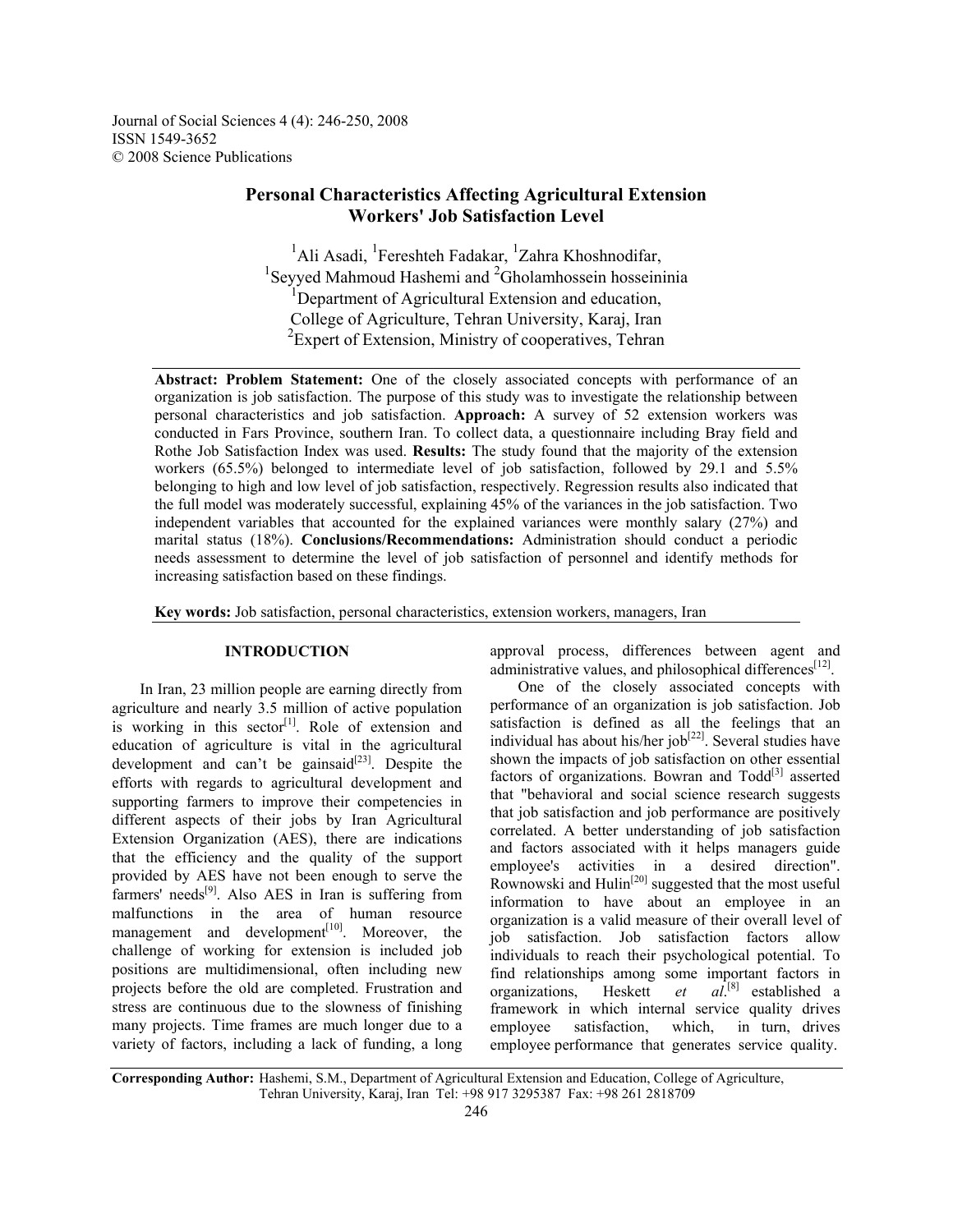# Personal Characteristics Affecting Agricultural Extension Workers' Job Satisfaction Level

[1]Ali Asadi, [1]Fereshteh Fadakar, [1]Zahra Khoshnodifar, [1]Seyyed Mahmoud Hashemi and [2]Gholamhossein hosseininia

[1]Department of Agricultural Extension and education, College of Agriculture, Tehran University, Karaj, Iran

[2]Expert of Extension, Ministry of cooperatives, Tehran

**Abstract: Problem Statement:** One of the closely associated concepts with performance of an organization is job satisfaction. The purpose of this study was to investigate the relationship between personal characteristics and job satisfaction. **Approach:** A survey of 52 extension workers was conducted in Fars Province, southern Iran. To collect data, a questionnaire including Bray field and Rothe Job Satisfaction Index was used. **Results:** The study found that the majority of the extension workers (65.5%) belonged to intermediate level of job satisfaction, followed by 29.1 and 5.5% belonging to high and low level of job satisfaction, respectively. Regression results also indicated that the full model was moderately successful, explaining 45% of the variances in the job satisfaction. Two independent variables that accounted for the explained variances were monthly salary (27%) and marital status (18%). **Conclusions/Recommendations:** Administration should conduct a periodic needs assessment to determine the level of job satisfaction of personnel and identify methods for increasing satisfaction based on these findings.

**Key words:** Job satisfaction, personal characteristics, extension workers, managers, Iran

## INTRODUCTION

In Iran, 23 million people are earning directly from agriculture and nearly 3.5 million of active population is working in this sector[1]. Role of extension and education of agriculture is vital in the agricultural development and can't be gainsaid[23]. Despite the efforts with regards to agricultural development and supporting farmers to improve their competencies in different aspects of their jobs by Iran Agricultural Extension Organization (AES), there are indications that the efficiency and the quality of the support provided by AES have not been enough to serve the farmers' needs[9]. Also AES in Iran is suffering from malfunctions in the area of human resource management and development[10]. Moreover, the challenge of working for extension is included job positions are multidimensional, often including new projects before the old are completed. Frustration and stress are continuous due to the slowness of finishing many projects. Time frames are much longer due to a variety of factors, including a lack of funding, a long approval process, differences between agent and administrative values, and philosophical differences[12].

One of the closely associated concepts with performance of an organization is job satisfaction. Job satisfaction is defined as all the feelings that an individual has about his/her job[22]. Several studies have shown the impacts of job satisfaction on other essential factors of organizations. Bowran and Todd[3] asserted that "behavioral and social science research suggests that job satisfaction and job performance are positively correlated. A better understanding of job satisfaction and factors associated with it helps managers guide employee's activities in a desired direction". Rownowski and Hulin[20] suggested that the most useful information to have about an employee in an organization is a valid measure of their overall level of job satisfaction. Job satisfaction factors allow individuals to reach their psychological potential. To find relationships among some important factors in organizations, Heskett *et al*.[8] established a framework in which internal service quality drives employee satisfaction, which, in turn, drives employee performance that generates service quality.

**Corresponding Author:** Hashemi, S.M., Department of Agricultural Extension and Education, College of Agriculture, Tehran University, Karaj, Iran Tel: +98 917 3295387 Fax: +98 261 2818709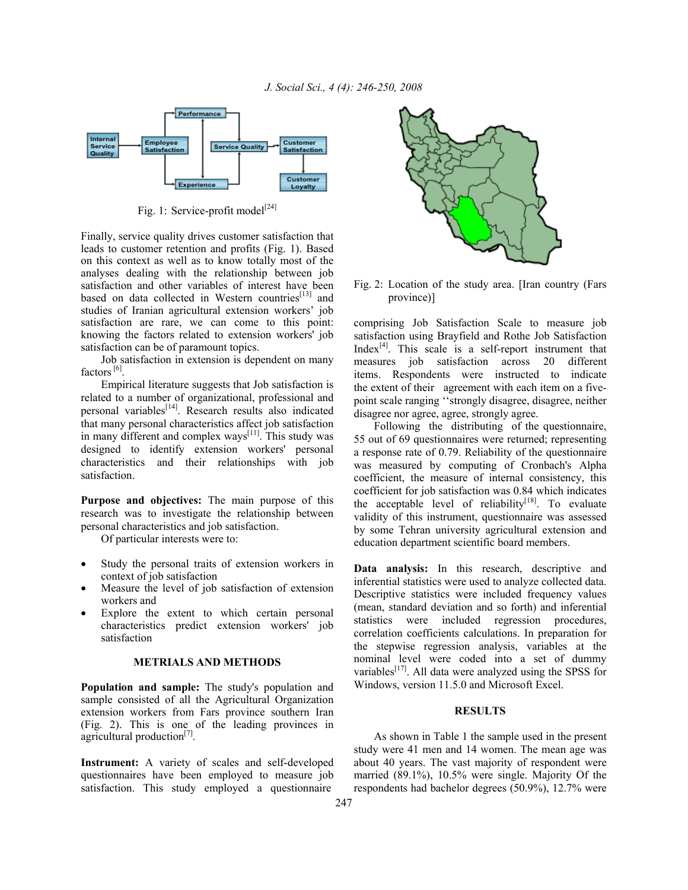Fig. 1: Service-profit model[24]

Finally, service quality drives customer satisfaction that leads to customer retention and profits (Fig. 1). Based on this context as well as to know totally most of the analyses dealing with the relationship between job satisfaction and other variables of interest have been based on data collected in Western countries[13] and studies of Iranian agricultural extension workers' job satisfaction are rare, we can come to this point: knowing the factors related to extension workers' job satisfaction can be of paramount topics.

Job satisfaction in extension is dependent on many factors [6].

Empirical literature suggests that Job satisfaction is related to a number of organizational, professional and personal variables[14]. Research results also indicated that many personal characteristics affect job satisfaction in many different and complex ways[11]. This study was designed to identify extension workers' personal characteristics and their relationships with job satisfaction.

**Purpose and objectives:** The main purpose of this research was to investigate the relationship between personal characteristics and job satisfaction.

Of particular interests were to:

- Study the personal traits of extension workers in context of job satisfaction
- Measure the level of job satisfaction of extension workers and
- Explore the extent to which certain personal characteristics predict extension workers' job satisfaction

## METRIALS AND METHODS

**Population and sample:** The study's population and sample consisted of all the Agricultural Organization extension workers from Fars province southern Iran (Fig. 2). This is one of the leading provinces in agricultural production[7].

**Instrument:** A variety of scales and self-developed questionnaires have been employed to measure job satisfaction. This study employed a questionnaire comprising Job Satisfaction Scale to measure job satisfaction using Brayfield and Rothe Job Satisfaction Index[4]. This scale is a self-report instrument that measures job satisfaction across 20 different items. Respondents were instructed to indicate the extent of their agreement with each item on a five-point scale ranging ''strongly disagree, disagree, neither disagree nor agree, agree, strongly agree.

Fig. 2: Location of the study area. [Iran country (Fars province)]

Following the distributing of the questionnaire, 55 out of 69 questionnaires were returned; representing a response rate of 0.79. Reliability of the questionnaire was measured by computing of Cronbach's Alpha coefficient, the measure of internal consistency, this coefficient for job satisfaction was 0.84 which indicates the acceptable level of reliability[18]. To evaluate validity of this instrument, questionnaire was assessed by some Tehran university agricultural extension and education department scientific board members.

**Data analysis:** In this research, descriptive and inferential statistics were used to analyze collected data. Descriptive statistics were included frequency values (mean, standard deviation and so forth) and inferential statistics were included regression procedures, correlation coefficients calculations. In preparation for the stepwise regression analysis, variables at the nominal level were coded into a set of dummy variables[17]. All data were analyzed using the SPSS for Windows, version 11.5.0 and Microsoft Excel.

## RESULTS

As shown in Table 1 the sample used in the present study were 41 men and 14 women. The mean age was about 40 years. The vast majority of respondent were married (89.1%), 10.5% were single. Majority Of the respondents had bachelor degrees (50.9%), 12.7% were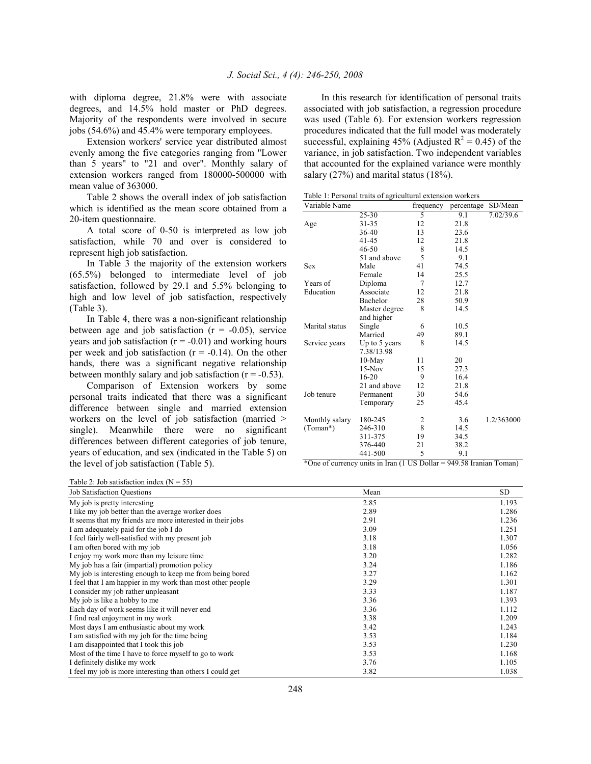with diploma degree, 21.8% were with associate degrees, and 14.5% hold master or PhD degrees. Majority of the respondents were involved in secure jobs (54.6%) and 45.4% were temporary employees.

Extension workers' service year distributed almost evenly among the five categories ranging from "Lower than 5 years" to "21 and over". Monthly salary of extension workers ranged from 180000-500000 with mean value of 363000.

Table 2 shows the overall index of job satisfaction which is identified as the mean score obtained from a 20-item questionnaire.

A total score of 0-50 is interpreted as low job satisfaction, while 70 and over is considered to represent high job satisfaction.

In Table 3 the majority of the extension workers (65.5%) belonged to intermediate level of job satisfaction, followed by 29.1 and 5.5% belonging to high and low level of job satisfaction, respectively (Table 3).

In Table 4, there was a non-significant relationship between age and job satisfaction ($r = -0.05$), service years and job satisfaction ($r = -0.01$) and working hours per week and job satisfaction ($r = -0.14$). On the other hands, there was a significant negative relationship between monthly salary and job satisfaction ($r = -0.53$).

Comparison of Extension workers by some personal traits indicated that there was a significant difference between single and married extension workers on the level of job satisfaction (married > single). Meanwhile there were no significant differences between different categories of job tenure, years of education, and sex (indicated in the Table 5) on the level of job satisfaction (Table 5).

In this research for identification of personal traits associated with job satisfaction, a regression procedure was used (Table 6). For extension workers regression procedures indicated that the full model was moderately successful, explaining 45% (Adjusted $R^2 = 0.45$) of the variance, in job satisfaction. Two independent variables that accounted for the explained variance were monthly salary (27%) and marital status (18%).

Table 1: Personal traits of agricultural extension workers

| Variable Name | | frequency | percentage | SD/Mean |
|---|---|---|---|---|
| Age | 25-30 | 5 | 9.1 | 7.02/39.6 |
| | 31-35 | 12 | 21.8 | |
| | 36-40 | 13 | 23.6 | |
| | 41-45 | 12 | 21.8 | |
| | 46-50 | 8 | 14.5 | |
| | 51 and above | 5 | 9.1 | |
| Sex | Male | 41 | 74.5 | |
| | Female | 14 | 25.5 | |
| Years of Education | Diploma | 7 | 12.7 | |
| | Associate | 12 | 21.8 | |
| | Bachelor | 28 | 50.9 | |
| | Master degree and higher | 8 | 14.5 | |
| Marital status | Single | 6 | 10.5 | |
| | Married | 49 | 89.1 | |
| Service years | Up to 5 years 7.38/13.98 | 8 | 14.5 | |
| | 10-May | 11 | 20 | |
| | 15-Nov | 15 | 27.3 | |
| | 16-20 | 9 | 16.4 | |
| | 21 and above | 12 | 21.8 | |
| Job tenure | Permanent | 30 | 54.6 | |
| | Temporary | 25 | 45.4 | |
| Monthly salary (Toman*) | 180-245 | 2 | 3.6 | 1.2/363000 |
| | 246-310 | 8 | 14.5 | |
| | 311-375 | 19 | 34.5 | |
| | 376-440 | 21 | 38.2 | |
| | 441-500 | 5 | 9.1 | |

*One of currency units in Iran (1 US Dollar = 949.58 Iranian Toman)

Table 2: Job satisfaction index (N = 55)

| Job Satisfaction Questions | Mean | SD |
|---|---|---|
| My job is pretty interesting | 2.85 | 1.193 |
| I like my job better than the average worker does | 2.89 | 1.286 |
| It seems that my friends are more interested in their jobs | 2.91 | 1.236 |
| I am adequately paid for the job I do | 3.09 | 1.251 |
| I feel fairly well-satisfied with my present job | 3.18 | 1.307 |
| I am often bored with my job | 3.18 | 1.056 |
| I enjoy my work more than my leisure time | 3.20 | 1.282 |
| My job has a fair (impartial) promotion policy | 3.24 | 1.186 |
| My job is interesting enough to keep me from being bored | 3.27 | 1.162 |
| I feel that I am happier in my work than most other people | 3.29 | 1.301 |
| I consider my job rather unpleasant | 3.33 | 1.187 |
| My job is like a hobby to me | 3.36 | 1.393 |
| Each day of work seems like it will never end | 3.36 | 1.112 |
| I find real enjoyment in my work | 3.38 | 1.209 |
| Most days I am enthusiastic about my work | 3.42 | 1.243 |
| I am satisfied with my job for the time being | 3.53 | 1.184 |
| I am disappointed that I took this job | 3.53 | 1.230 |
| Most of the time I have to force myself to go to work | 3.53 | 1.168 |
| I definitely dislike my work | 3.76 | 1.105 |
| I feel my job is more interesting than others I could get | 3.82 | 1.038 |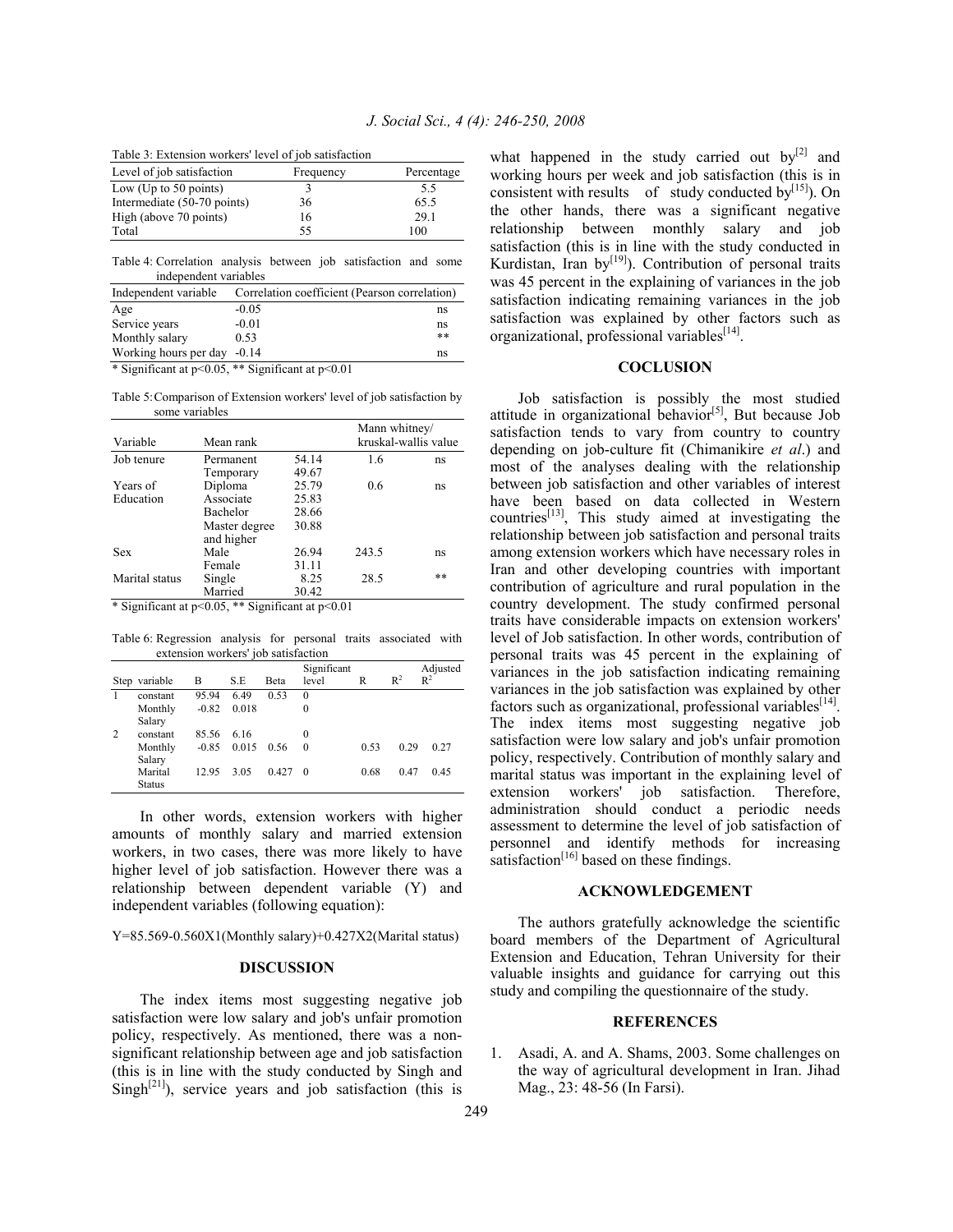Table 3: Extension workers' level of job satisfaction

| Level of job satisfaction | Frequency | Percentage |
|---|---|---|
| Low (Up to 50 points) | 3 | 5.5 |
| Intermediate (50-70 points) | 36 | 65.5 |
| High (above 70 points) | 16 | 29.1 |
| Total | 55 | 100 |

Table 4: Correlation analysis between job satisfaction and some independent variables

| Independent variable | Correlation coefficient (Pearson correlation) | |
|---|---|---|
| Age | -0.05 | ns |
| Service years | -0.01 | ns |
| Monthly salary | 0.53 | ** |
| Working hours per day | -0.14 | ns |

* Significant at $p<0.05$, ** Significant at $p<0.01$

Table 5: Comparison of Extension workers' level of job satisfaction by some variables

| Variable | Mean rank | | Mann whitney/ kruskal-wallis value | |
|---|---|---|---|---|
| Job tenure | Permanent | 54.14 | 1.6 | ns |
| | Temporary | 49.67 | | |
| Years of Education | Diploma | 25.79 | 0.6 | ns |
| | Associate | 25.83 | | |
| | Bachelor | 28.66 | | |
| | Master degree and higher | 30.88 | | |
| Sex | Male | 26.94 | 243.5 | ns |
| | Female | 31.11 | | |
| Marital status | Single | 8.25 | 28.5 | ** |
| | Married | 30.42 | | |

* Significant at $p<0.05$, ** Significant at $p<0.01$

Table 6: Regression analysis for personal traits associated with extension workers' job satisfaction

| Step | variable | B | S.E | Beta | Significant level | R | $R^2$ | Adjusted $R^2$ |
|---|---|---|---|---|---|---|---|---|
| 1 | constant | 95.94 | 6.49 | 0.53 | 0 | | | |
| | Monthly Salary | -0.82 | 0.018 | | 0 | | | |
| 2 | constant | 85.56 | 6.16 | | 0 | | | |
| | Monthly Salary | -0.85 | 0.015 | 0.56 | 0 | 0.53 | 0.29 | 0.27 |
| | Marital Status | 12.95 | 3.05 | 0.427 | 0 | 0.68 | 0.47 | 0.45 |

In other words, extension workers with higher amounts of monthly salary and married extension workers, in two cases, there was more likely to have higher level of job satisfaction. However there was a relationship between dependent variable (Y) and independent variables (following equation):

$$Y=85.569-0.560X_1(\text{Monthly salary})+0.427X_2(\text{Marital status})$$

## DISCUSSION

The index items most suggesting negative job satisfaction were low salary and job's unfair promotion policy, respectively. As mentioned, there was a non-significant relationship between age and job satisfaction (this is in line with the study conducted by Singh and Singh[21]), service years and job satisfaction (this is what happened in the study carried out by[2] and working hours per week and job satisfaction (this is in consistent with results of study conducted by[15]). On the other hands, there was a significant negative relationship between monthly salary and job satisfaction (this is in line with the study conducted in Kurdistan, Iran by[19]). Contribution of personal traits was 45 percent in the explaining of variances in the job satisfaction indicating remaining variances in the job satisfaction was explained by other factors such as organizational, professional variables[14].

## COCLUSION

Job satisfaction is possibly the most studied attitude in organizational behavior[5], But because Job satisfaction tends to vary from country to country depending on job-culture fit (Chimanikire *et al*.) and most of the analyses dealing with the relationship between job satisfaction and other variables of interest have been based on data collected in Western countries[13], This study aimed at investigating the relationship between job satisfaction and personal traits among extension workers which have necessary roles in Iran and other developing countries with important contribution of agriculture and rural population in the country development. The study confirmed personal traits have considerable impacts on extension workers' level of Job satisfaction. In other words, contribution of personal traits was 45 percent in the explaining of variances in the job satisfaction indicating remaining variances in the job satisfaction was explained by other factors such as organizational, professional variables[14]. The index items most suggesting negative job satisfaction were low salary and job's unfair promotion policy, respectively. Contribution of monthly salary and marital status was important in the explaining level of extension workers' job satisfaction. Therefore, administration should conduct a periodic needs assessment to determine the level of job satisfaction of personnel and identify methods for increasing satisfaction[16] based on these findings.

## ACKNOWLEDGEMENT

The authors gratefully acknowledge the scientific board members of the Department of Agricultural Extension and Education, Tehran University for their valuable insights and guidance for carrying out this study and compiling the questionnaire of the study.

## REFERENCES

1. Asadi, A. and A. Shams, 2003. Some challenges on the way of agricultural development in Iran. Jihad Mag., 23: 48-56 (In Farsi).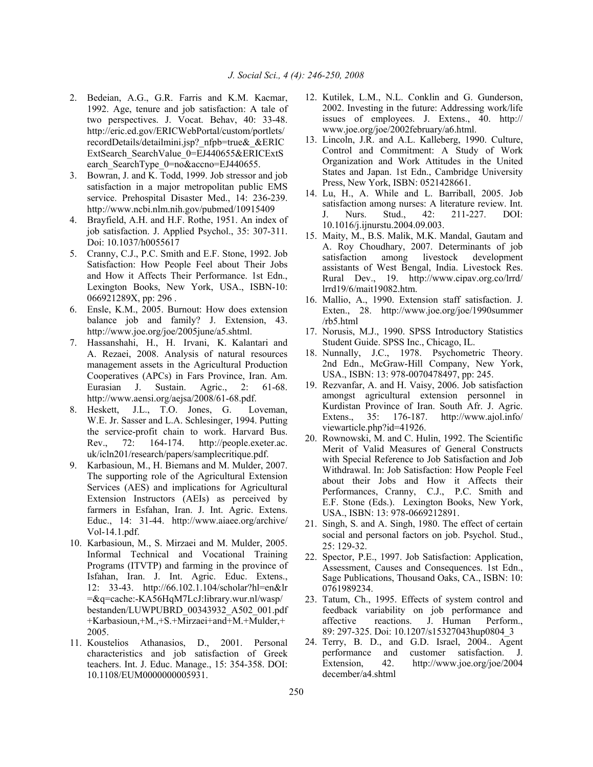2. Bedeian, A.G., G.R. Farris and K.M. Kacmar, 1992. Age, tenure and job satisfaction: A tale of two perspectives. J. Vocat. Behav, 40: 33-48. http://eric.ed.gov/ERICWebPortal/custom/portlets/recordDetails/detailmini.jsp?_nfpb=true&_&ERICExtSearch_SearchValue_0=EJ440655&ERICExtSearch_SearchType_0=no&accno=EJ440655.
3. Bowran, J. and K. Todd, 1999. Job stressor and job satisfaction in a major metropolitan public EMS service. Prehospital Disaster Med., 14: 236-239. http://www.ncbi.nlm.nih.gov/pubmed/10915409
4. Brayfield, A.H. and H.F. Rothe, 1951. An index of job satisfaction. J. Applied Psychol., 35: 307-311. Doi: 10.1037/h0055617
5. Cranny, C.J., P.C. Smith and E.F. Stone, 1992. Job Satisfaction: How People Feel about Their Jobs and How it Affects Their Performance. 1st Edn., Lexington Books, New York, USA., ISBN-10: 066921289X, pp: 296 .
6. Ensle, K.M., 2005. Burnout: How does extension balance job and family? J. Extension, 43. http://www.joe.org/joe/2005june/a5.shtml.
7. Hassanshahi, H., H. Irvani, K. Kalantari and A. Rezaei, 2008. Analysis of natural resources management assets in the Agricultural Production Cooperatives (APCs) in Fars Province, Iran. Am. Eurasian J. Sustain. Agric., 2: 61-68. http://www.aensi.org/aejsa/2008/61-68.pdf.
8. Heskett, J.L., T.O. Jones, G. Loveman, W.E. Jr. Sasser and L.A. Schlesinger, 1994. Putting the service-profit chain to work. Harvard Bus. Rev., 72: 164-174. http://people.exeter.ac.uk/icln201/research/papers/samplecritique.pdf.
9. Karbasioun, M., H. Biemans and M. Mulder, 2007. The supporting role of the Agricultural Extension Services (AES) and implications for Agricultural Extension Instructors (AEIs) as perceived by farmers in Esfahan, Iran. J. Int. Agric. Extens. Educ., 14: 31-44. http://www.aiaee.org/archive/Vol-14.1.pdf.
10. Karbasioun, M., S. Mirzaei and M. Mulder, 2005. Informal Technical and Vocational Training Programs (ITVTP) and farming in the province of Isfahan, Iran. J. Int. Agric. Educ. Extens., 12: 33-43. http://66.102.1.104/scholar?hl=en&lr=&q=cache:-KA56HqM7LcJ:library.wur.nl/wasp/bestanden/LUWPUBRD_00343932_A502_001.pdf+Karbasioun,+M.,+S.+Mirzaei+and+M.+Mulder,+2005.
11. Koustelios Athanasios, D., 2001. Personal characteristics and job satisfaction of Greek teachers. Int. J. Educ. Manage., 15: 354-358. DOI: 10.1108/EUM0000000005931.
12. Kutilek, L.M., N.L. Conklin and G. Gunderson, 2002. Investing in the future: Addressing work/life issues of employees. J. Extens., 40. http://www.joe.org/joe/2002february/a6.html.
13. Lincoln, J.R. and A.L. Kalleberg, 1990. Culture, Control and Commitment: A Study of Work Organization and Work Attitudes in the United States and Japan. 1st Edn., Cambridge University Press, New York, ISBN: 0521428661.
14. Lu, H., A. While and L. Barriball, 2005. Job satisfaction among nurses: A literature review. Int. J. Nurs. Stud., 42: 211-227. DOI: 10.1016/j.ijnurstu.2004.09.003.
15. Maity, M., B.S. Malik, M.K. Mandal, Gautam and A. Roy Choudhary, 2007. Determinants of job satisfaction among livestock development assistants of West Bengal, India. Livestock Res. Rural Dev., 19. http://www.cipav.org.co/lrrd/lrrd19/6/mait19082.htm.
16. Mallio, A., 1990. Extension staff satisfaction. J. Exten., 28. http://www.joe.org/joe/1990summer/rb5.html
17. Norusis, M.J., 1990. SPSS Introductory Statistics Student Guide. SPSS Inc., Chicago, IL.
18. Nunnally, J.C., 1978. Psychometric Theory. 2nd Edn., McGraw-Hill Company, New York, USA., ISBN: 13: 978-0070478497, pp: 245.
19. Rezvanfar, A. and H. Vaisy, 2006. Job satisfaction amongst agricultural extension personnel in Kurdistan Province of Iran. South Afr. J. Agric. Extens., 35: 176-187. http://www.ajol.info/viewarticle.php?id=41926.
20. Rownowski, M. and C. Hulin, 1992. The Scientific Merit of Valid Measures of General Constructs with Special Reference to Job Satisfaction and Job Withdrawal. In: Job Satisfaction: How People Feel about their Jobs and How it Affects their Performances, Cranny, C.J., P.C. Smith and E.F. Stone (Eds.). Lexington Books, New York, USA., ISBN: 13: 978-0669212891.
21. Singh, S. and A. Singh, 1980. The effect of certain social and personal factors on job. Psychol. Stud., 25: 129-32.
22. Spector, P.E., 1997. Job Satisfaction: Application, Assessment, Causes and Consequences. 1st Edn., Sage Publications, Thousand Oaks, CA., ISBN: 10: 0761989234.
23. Tatum, Ch., 1995. Effects of system control and feedback variability on job performance and affective reactions. J. Human Perform., 89: 297-325. Doi: 10.1207/s15327043hup0804_3
24. Terry, B. D., and G.D. Israel, 2004.. Agent performance and customer satisfaction. J. Extension, 42. http://www.joe.org/joe/2004december/a4.shtml